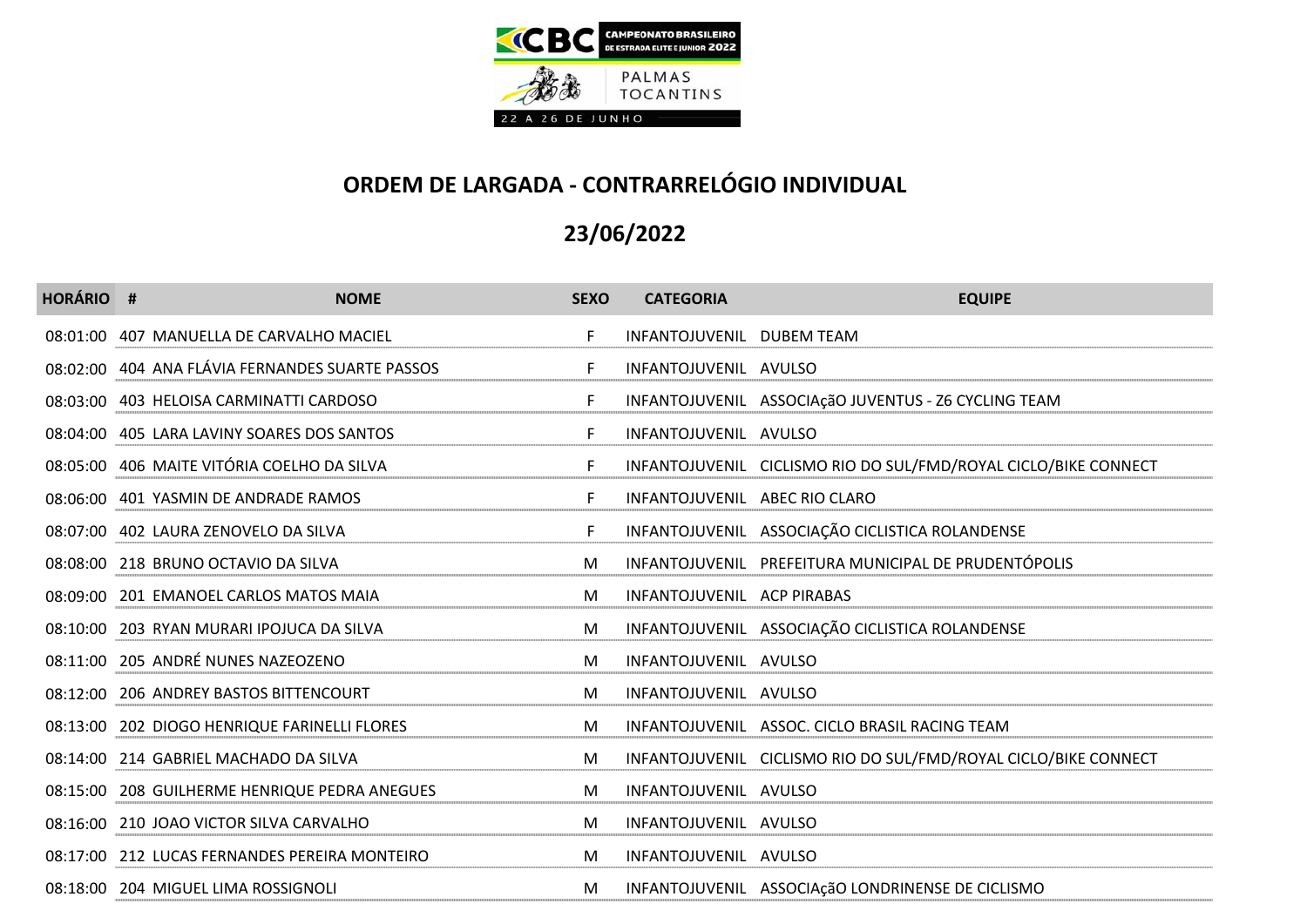CBC CAMPEONATO BRASILEIRO DE ESTRADA ELITE E JUNIOR 2022

PALMAS TOCANTINS

22 A 26 DE JUNHO

## ORDEM DE LARGADA - CONTRARRELÓGIO INDIVIDUAL

## 23/06/2022

| HORÁRIO | # | NOME | SEXO | CATEGORIA | EQUIPE |
|---|---|---|---|---|---|
| 08:01:00 | 407 | MANUELLA DE CARVALHO MACIEL | F | INFANTOJUVENIL | DUBEM TEAM |
| 08:02:00 | 404 | ANA FLÁVIA FERNANDES SUARTE PASSOS | F | INFANTOJUVENIL | AVULSO |
| 08:03:00 | 403 | HELOISA CARMINATTI CARDOSO | F | INFANTOJUVENIL | ASSOCIAçãO JUVENTUS - Z6 CYCLING TEAM |
| 08:04:00 | 405 | LARA LAVINY SOARES DOS SANTOS | F | INFANTOJUVENIL | AVULSO |
| 08:05:00 | 406 | MAITE VITÓRIA COELHO DA SILVA | F | INFANTOJUVENIL | CICLISMO RIO DO SUL/FMD/ROYAL CICLO/BIKE CONNECT |
| 08:06:00 | 401 | YASMIN DE ANDRADE RAMOS | F | INFANTOJUVENIL | ABEC RIO CLARO |
| 08:07:00 | 402 | LAURA ZENOVELO DA SILVA | F | INFANTOJUVENIL | ASSOCIAÇÃO CICLISTICA ROLANDENSE |
| 08:08:00 | 218 | BRUNO OCTAVIO DA SILVA | M | INFANTOJUVENIL | PREFEITURA MUNICIPAL DE PRUDENTÓPOLIS |
| 08:09:00 | 201 | EMANOEL CARLOS MATOS MAIA | M | INFANTOJUVENIL | ACP PIRABAS |
| 08:10:00 | 203 | RYAN MURARI IPOJUCA DA SILVA | M | INFANTOJUVENIL | ASSOCIAÇÃO CICLISTICA ROLANDENSE |
| 08:11:00 | 205 | ANDRÉ NUNES NAZEOZENO | M | INFANTOJUVENIL | AVULSO |
| 08:12:00 | 206 | ANDREY BASTOS BITTENCOURT | M | INFANTOJUVENIL | AVULSO |
| 08:13:00 | 202 | DIOGO HENRIQUE FARINELLI FLORES | M | INFANTOJUVENIL | ASSOC. CICLO BRASIL RACING TEAM |
| 08:14:00 | 214 | GABRIEL MACHADO DA SILVA | M | INFANTOJUVENIL | CICLISMO RIO DO SUL/FMD/ROYAL CICLO/BIKE CONNECT |
| 08:15:00 | 208 | GUILHERME HENRIQUE PEDRA ANEGUES | M | INFANTOJUVENIL | AVULSO |
| 08:16:00 | 210 | JOAO VICTOR SILVA CARVALHO | M | INFANTOJUVENIL | AVULSO |
| 08:17:00 | 212 | LUCAS FERNANDES PEREIRA MONTEIRO | M | INFANTOJUVENIL | AVULSO |
| 08:18:00 | 204 | MIGUEL LIMA ROSSIGNOLI | M | INFANTOJUVENIL | ASSOCIAçãO LONDRINENSE DE CICLISMO |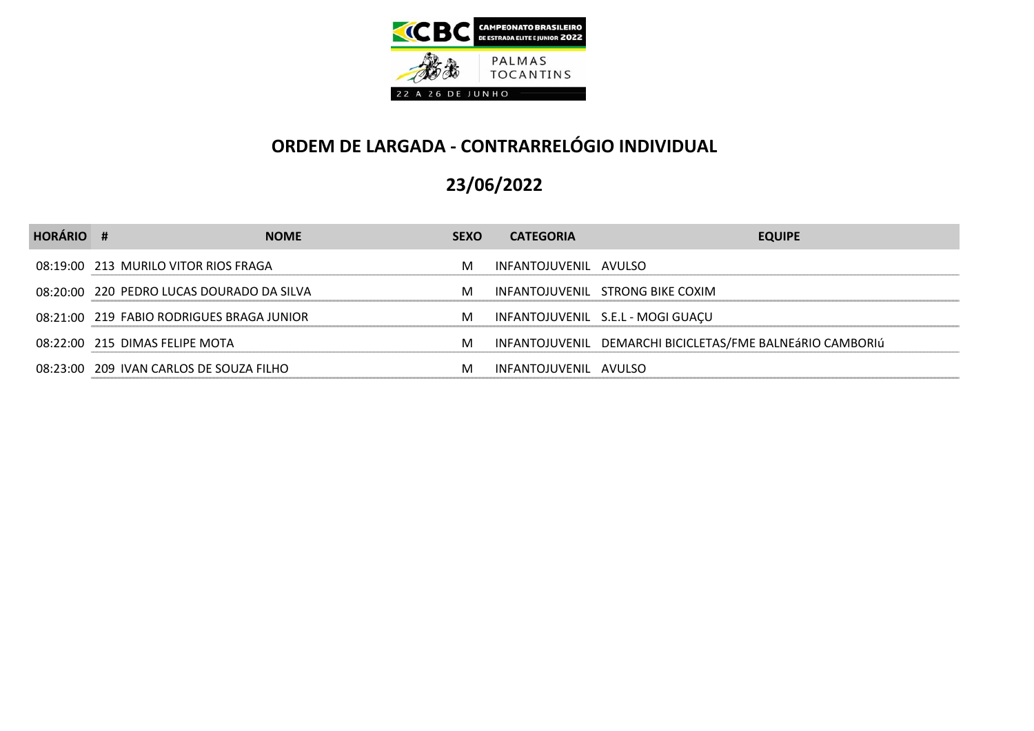# ORDEM DE LARGADA - CONTRARRELÓGIO INDIVIDUAL

## 23/06/2022

| HORÁRIO | # | NOME | SEXO | CATEGORIA | EQUIPE |
|---|---|---|---|---|---|
| 08:19:00 | 213 | MURILO VITOR RIOS FRAGA | M | INFANTOJUVENIL | AVULSO |
| 08:20:00 | 220 | PEDRO LUCAS DOURADO DA SILVA | M | INFANTOJUVENIL | STRONG BIKE COXIM |
| 08:21:00 | 219 | FABIO RODRIGUES BRAGA JUNIOR | M | INFANTOJUVENIL | S.E.L - MOGI GUAÇU |
| 08:22:00 | 215 | DIMAS FELIPE MOTA | M | INFANTOJUVENIL | DEMARCHI BICICLETAS/FME BALNEáRIO CAMBORIú |
| 08:23:00 | 209 | IVAN CARLOS DE SOUZA FILHO | M | INFANTOJUVENIL | AVULSO |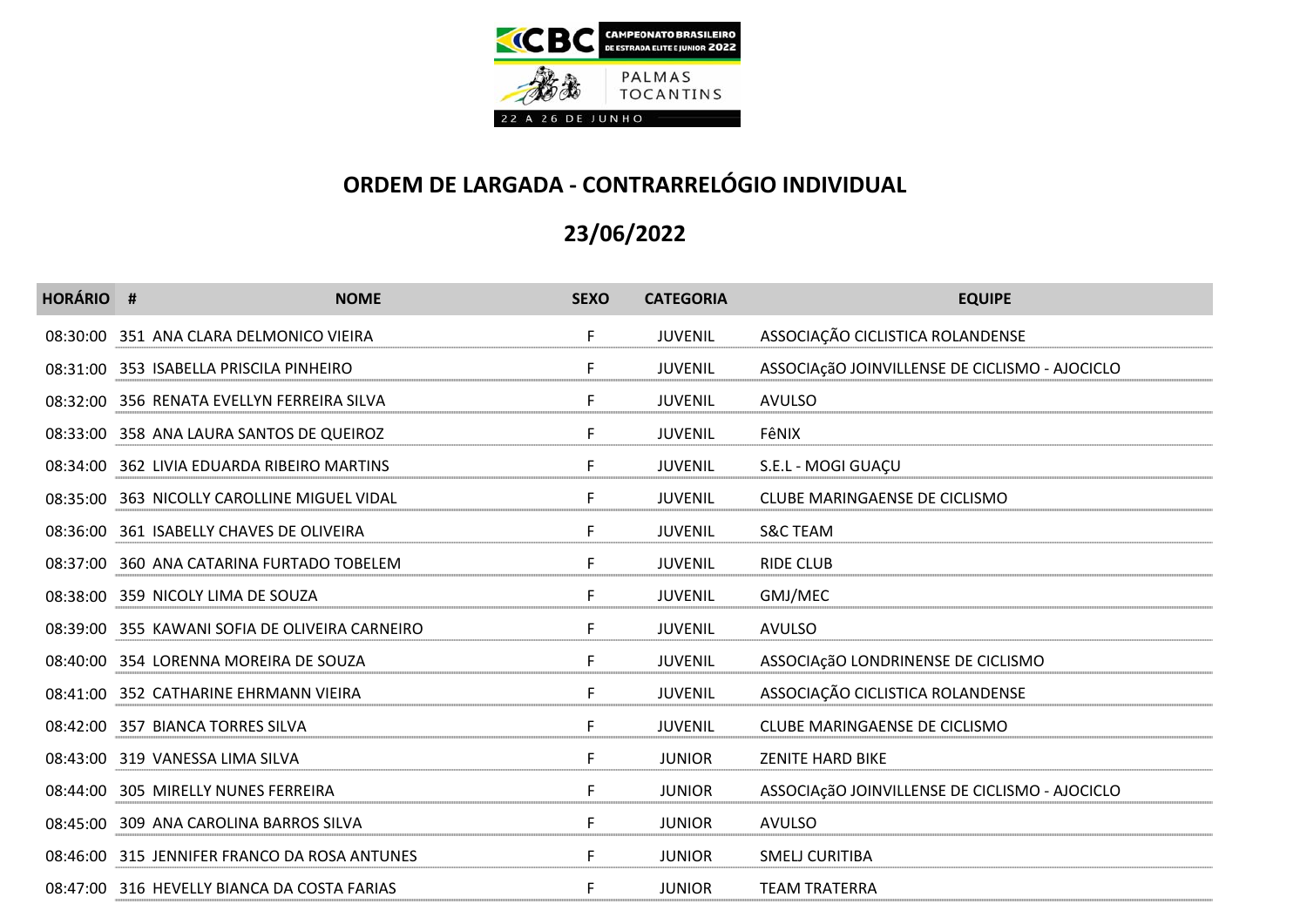CAMPEONATO BRASILEIRO DE ESTRADA ELITE E JUNIOR 2022

PALMAS TOCANTINS

22 A 26 DE JUNHO

## ORDEM DE LARGADA - CONTRARRELÓGIO INDIVIDUAL

## 23/06/2022

| HORÁRIO | # | NOME | SEXO | CATEGORIA | EQUIPE |
|---|---|---|---|---|---|
| 08:30:00 | 351 | ANA CLARA DELMONICO VIEIRA | F | JUVENIL | ASSOCIAÇÃO CICLISTICA ROLANDENSE |
| 08:31:00 | 353 | ISABELLA PRISCILA PINHEIRO | F | JUVENIL | ASSOCIAçãO JOINVILLENSE DE CICLISMO - AJOCICLO |
| 08:32:00 | 356 | RENATA EVELLYN FERREIRA SILVA | F | JUVENIL | AVULSO |
| 08:33:00 | 358 | ANA LAURA SANTOS DE QUEIROZ | F | JUVENIL | FêNIX |
| 08:34:00 | 362 | LIVIA EDUARDA RIBEIRO MARTINS | F | JUVENIL | S.E.L - MOGI GUAÇU |
| 08:35:00 | 363 | NICOLLY CAROLLINE MIGUEL VIDAL | F | JUVENIL | CLUBE MARINGAENSE DE CICLISMO |
| 08:36:00 | 361 | ISABELLY CHAVES DE OLIVEIRA | F | JUVENIL | S&C TEAM |
| 08:37:00 | 360 | ANA CATARINA FURTADO TOBELEM | F | JUVENIL | RIDE CLUB |
| 08:38:00 | 359 | NICOLY LIMA DE SOUZA | F | JUVENIL | GMJ/MEC |
| 08:39:00 | 355 | KAWANI SOFIA DE OLIVEIRA CARNEIRO | F | JUVENIL | AVULSO |
| 08:40:00 | 354 | LORENNA MOREIRA DE SOUZA | F | JUVENIL | ASSOCIAçãO LONDRINENSE DE CICLISMO |
| 08:41:00 | 352 | CATHARINE EHRMANN VIEIRA | F | JUVENIL | ASSOCIAÇÃO CICLISTICA ROLANDENSE |
| 08:42:00 | 357 | BIANCA TORRES SILVA | F | JUVENIL | CLUBE MARINGAENSE DE CICLISMO |
| 08:43:00 | 319 | VANESSA LIMA SILVA | F | JUNIOR | ZENITE HARD BIKE |
| 08:44:00 | 305 | MIRELLY NUNES FERREIRA | F | JUNIOR | ASSOCIAçãO JOINVILLENSE DE CICLISMO - AJOCICLO |
| 08:45:00 | 309 | ANA CAROLINA BARROS SILVA | F | JUNIOR | AVULSO |
| 08:46:00 | 315 | JENNIFER FRANCO DA ROSA ANTUNES | F | JUNIOR | SMELJ CURITIBA |
| 08:47:00 | 316 | HEVELLY BIANCA DA COSTA FARIAS | F | JUNIOR | TEAM TRATERRA |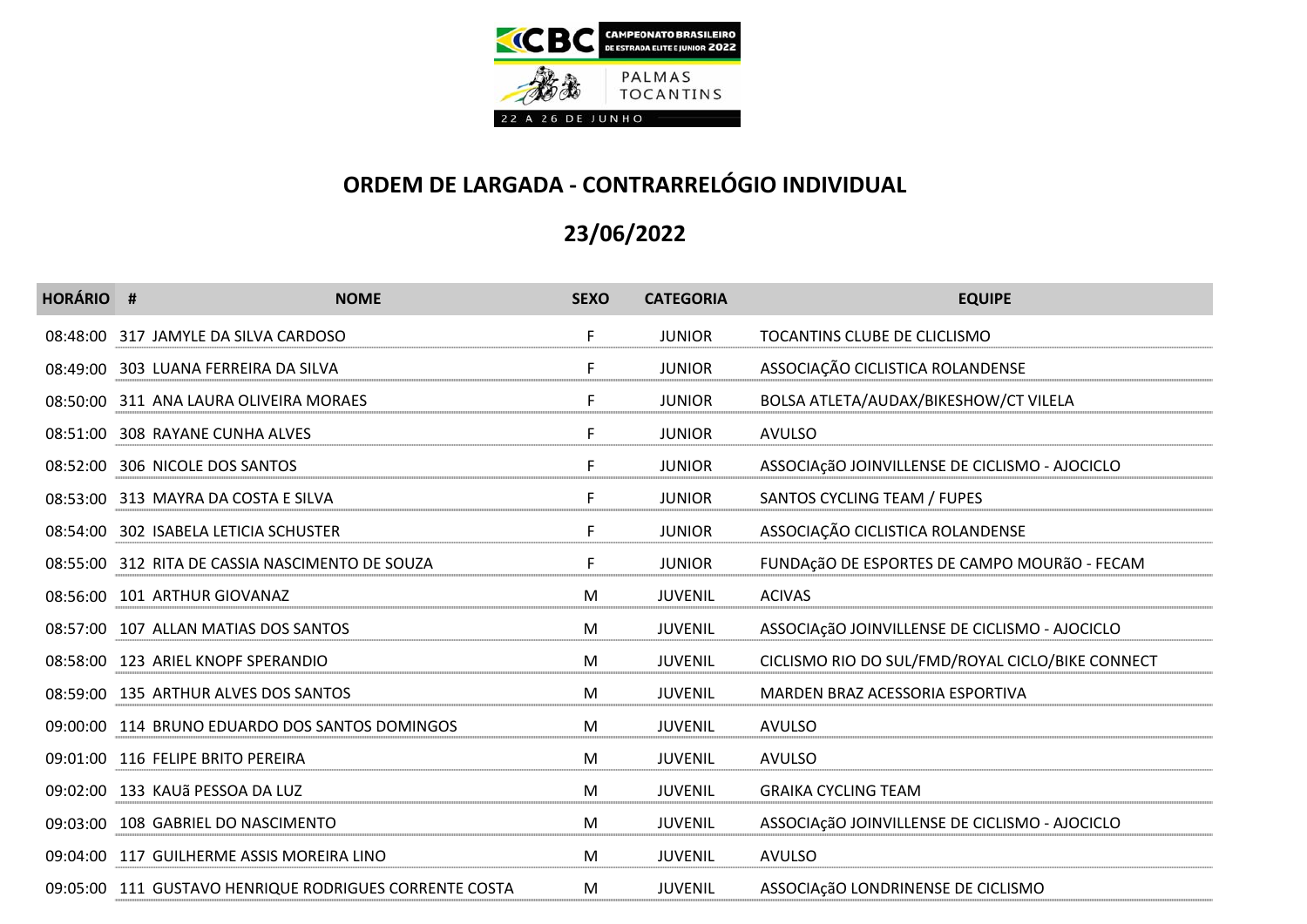## ORDEM DE LARGADA - CONTRARRELÓGIO INDIVIDUAL

## 23/06/2022

| HORÁRIO | # | NOME | SEXO | CATEGORIA | EQUIPE |
|---|---|---|---|---|---|
| 08:48:00 | 317 | JAMYLE DA SILVA CARDOSO | F | JUNIOR | TOCANTINS CLUBE DE CLICLISMO |
| 08:49:00 | 303 | LUANA FERREIRA DA SILVA | F | JUNIOR | ASSOCIAÇÃO CICLISTICA ROLANDENSE |
| 08:50:00 | 311 | ANA LAURA OLIVEIRA MORAES | F | JUNIOR | BOLSA ATLETA/AUDAX/BIKESHOW/CT VILELA |
| 08:51:00 | 308 | RAYANE CUNHA ALVES | F | JUNIOR | AVULSO |
| 08:52:00 | 306 | NICOLE DOS SANTOS | F | JUNIOR | ASSOCIAçãO JOINVILLENSE DE CICLISMO - AJOCICLO |
| 08:53:00 | 313 | MAYRA DA COSTA E SILVA | F | JUNIOR | SANTOS CYCLING TEAM / FUPES |
| 08:54:00 | 302 | ISABELA LETICIA SCHUSTER | F | JUNIOR | ASSOCIAÇÃO CICLISTICA ROLANDENSE |
| 08:55:00 | 312 | RITA DE CASSIA NASCIMENTO DE SOUZA | F | JUNIOR | FUNDAçãO DE ESPORTES DE CAMPO MOURãO - FECAM |
| 08:56:00 | 101 | ARTHUR GIOVANAZ | M | JUVENIL | ACIVAS |
| 08:57:00 | 107 | ALLAN MATIAS DOS SANTOS | M | JUVENIL | ASSOCIAçãO JOINVILLENSE DE CICLISMO - AJOCICLO |
| 08:58:00 | 123 | ARIEL KNOPF SPERANDIO | M | JUVENIL | CICLISMO RIO DO SUL/FMD/ROYAL CICLO/BIKE CONNECT |
| 08:59:00 | 135 | ARTHUR ALVES DOS SANTOS | M | JUVENIL | MARDEN BRAZ ACESSORIA ESPORTIVA |
| 09:00:00 | 114 | BRUNO EDUARDO DOS SANTOS DOMINGOS | M | JUVENIL | AVULSO |
| 09:01:00 | 116 | FELIPE BRITO PEREIRA | M | JUVENIL | AVULSO |
| 09:02:00 | 133 | KAUã PESSOA DA LUZ | M | JUVENIL | GRAIKA CYCLING TEAM |
| 09:03:00 | 108 | GABRIEL DO NASCIMENTO | M | JUVENIL | ASSOCIAçãO JOINVILLENSE DE CICLISMO - AJOCICLO |
| 09:04:00 | 117 | GUILHERME ASSIS MOREIRA LINO | M | JUVENIL | AVULSO |
| 09:05:00 | 111 | GUSTAVO HENRIQUE RODRIGUES CORRENTE COSTA | M | JUVENIL | ASSOCIAçãO LONDRINENSE DE CICLISMO |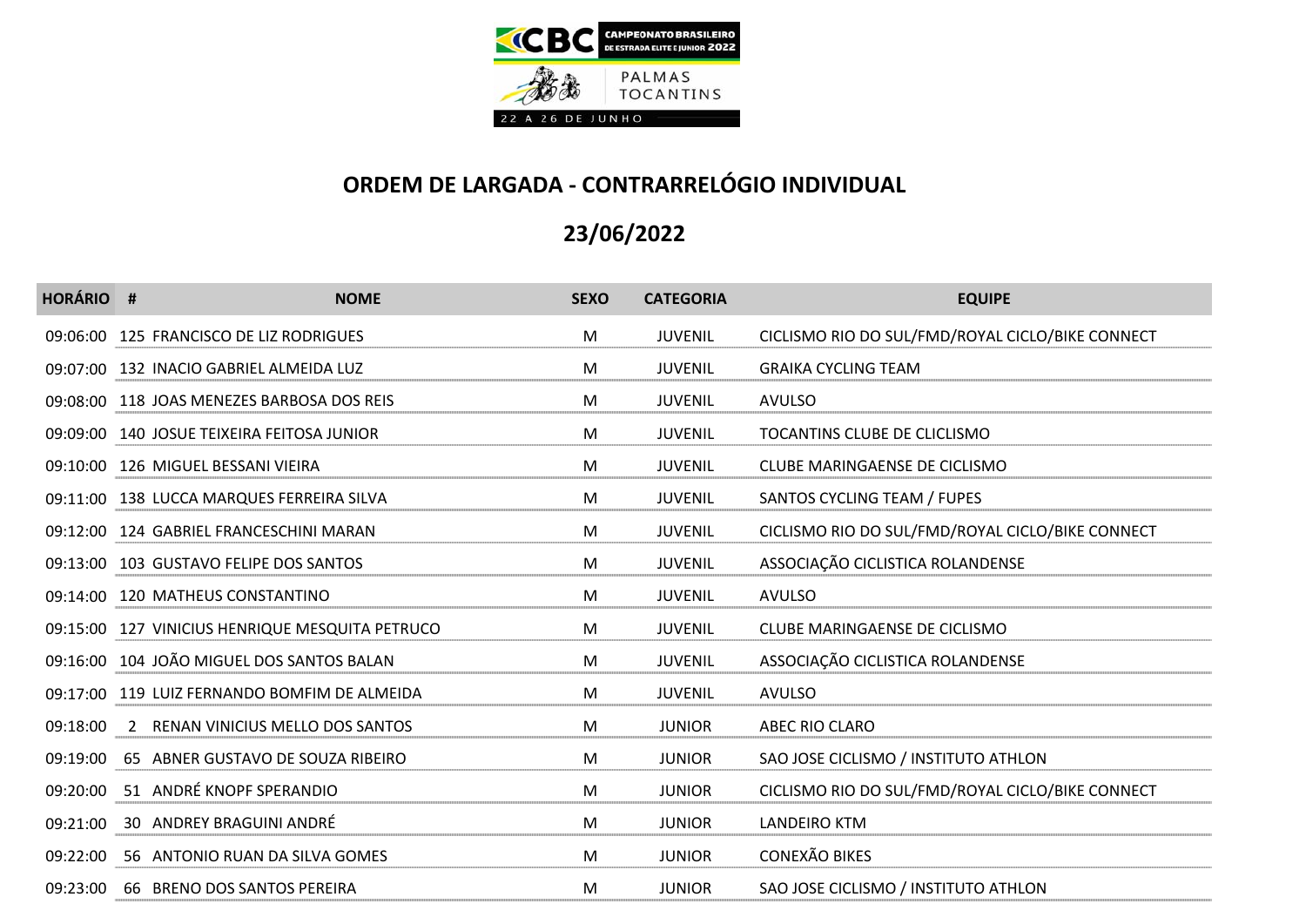## ORDEM DE LARGADA - CONTRARRELÓGIO INDIVIDUAL

## 23/06/2022

| HORÁRIO | # | NOME | SEXO | CATEGORIA | EQUIPE |
|---|---|---|---|---|---|
| 09:06:00 | 125 | FRANCISCO DE LIZ RODRIGUES | M | JUVENIL | CICLISMO RIO DO SUL/FMD/ROYAL CICLO/BIKE CONNECT |
| 09:07:00 | 132 | INACIO GABRIEL ALMEIDA LUZ | M | JUVENIL | GRAIKA CYCLING TEAM |
| 09:08:00 | 118 | JOAS MENEZES BARBOSA DOS REIS | M | JUVENIL | AVULSO |
| 09:09:00 | 140 | JOSUE TEIXEIRA FEITOSA JUNIOR | M | JUVENIL | TOCANTINS CLUBE DE CLICLISMO |
| 09:10:00 | 126 | MIGUEL BESSANI VIEIRA | M | JUVENIL | CLUBE MARINGAENSE DE CICLISMO |
| 09:11:00 | 138 | LUCCA MARQUES FERREIRA SILVA | M | JUVENIL | SANTOS CYCLING TEAM / FUPES |
| 09:12:00 | 124 | GABRIEL FRANCESCHINI MARAN | M | JUVENIL | CICLISMO RIO DO SUL/FMD/ROYAL CICLO/BIKE CONNECT |
| 09:13:00 | 103 | GUSTAVO FELIPE DOS SANTOS | M | JUVENIL | ASSOCIAÇÃO CICLISTICA ROLANDENSE |
| 09:14:00 | 120 | MATHEUS CONSTANTINO | M | JUVENIL | AVULSO |
| 09:15:00 | 127 | VINICIUS HENRIQUE MESQUITA PETRUCO | M | JUVENIL | CLUBE MARINGAENSE DE CICLISMO |
| 09:16:00 | 104 | JOÃO MIGUEL DOS SANTOS BALAN | M | JUVENIL | ASSOCIAÇÃO CICLISTICA ROLANDENSE |
| 09:17:00 | 119 | LUIZ FERNANDO BOMFIM DE ALMEIDA | M | JUVENIL | AVULSO |
| 09:18:00 | 2 | RENAN VINICIUS MELLO DOS SANTOS | M | JUNIOR | ABEC RIO CLARO |
| 09:19:00 | 65 | ABNER GUSTAVO DE SOUZA RIBEIRO | M | JUNIOR | SAO JOSE CICLISMO / INSTITUTO ATHLON |
| 09:20:00 | 51 | ANDRÉ KNOPF SPERANDIO | M | JUNIOR | CICLISMO RIO DO SUL/FMD/ROYAL CICLO/BIKE CONNECT |
| 09:21:00 | 30 | ANDREY BRAGUINI ANDRÉ | M | JUNIOR | LANDEIRO KTM |
| 09:22:00 | 56 | ANTONIO RUAN DA SILVA GOMES | M | JUNIOR | CONEXÃO BIKES |
| 09:23:00 | 66 | BRENO DOS SANTOS PEREIRA | M | JUNIOR | SAO JOSE CICLISMO / INSTITUTO ATHLON |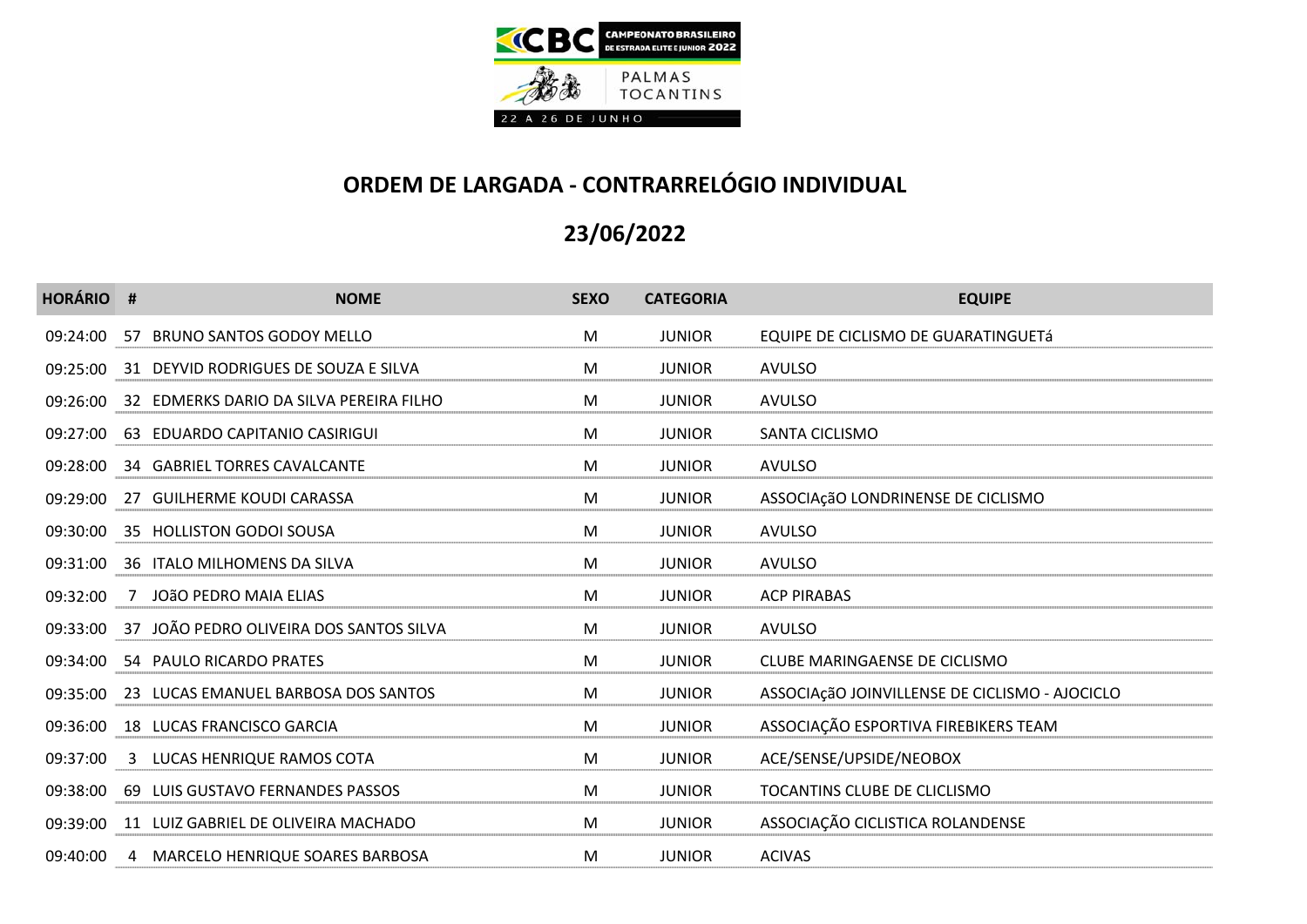## ORDEM DE LARGADA - CONTRARRELÓGIO INDIVIDUAL

## 23/06/2022

| HORÁRIO | # | NOME | SEXO | CATEGORIA | EQUIPE |
|---|---|---|---|---|---|
| 09:24:00 | 57 | BRUNO SANTOS GODOY MELLO | M | JUNIOR | EQUIPE DE CICLISMO DE GUARATINGUETá |
| 09:25:00 | 31 | DEYVID RODRIGUES DE SOUZA E SILVA | M | JUNIOR | AVULSO |
| 09:26:00 | 32 | EDMERKS DARIO DA SILVA PEREIRA FILHO | M | JUNIOR | AVULSO |
| 09:27:00 | 63 | EDUARDO CAPITANIO CASIRIGUI | M | JUNIOR | SANTA CICLISMO |
| 09:28:00 | 34 | GABRIEL TORRES CAVALCANTE | M | JUNIOR | AVULSO |
| 09:29:00 | 27 | GUILHERME KOUDI CARASSA | M | JUNIOR | ASSOCIAçãO LONDRINENSE DE CICLISMO |
| 09:30:00 | 35 | HOLLISTON GODOI SOUSA | M | JUNIOR | AVULSO |
| 09:31:00 | 36 | ITALO MILHOMENS DA SILVA | M | JUNIOR | AVULSO |
| 09:32:00 | 7 | JOãO PEDRO MAIA ELIAS | M | JUNIOR | ACP PIRABAS |
| 09:33:00 | 37 | JOÃO PEDRO OLIVEIRA DOS SANTOS SILVA | M | JUNIOR | AVULSO |
| 09:34:00 | 54 | PAULO RICARDO PRATES | M | JUNIOR | CLUBE MARINGAENSE DE CICLISMO |
| 09:35:00 | 23 | LUCAS EMANUEL BARBOSA DOS SANTOS | M | JUNIOR | ASSOCIAçãO JOINVILLENSE DE CICLISMO - AJOCICLO |
| 09:36:00 | 18 | LUCAS FRANCISCO GARCIA | M | JUNIOR | ASSOCIAÇÃO ESPORTIVA FIREBIKERS TEAM |
| 09:37:00 | 3 | LUCAS HENRIQUE RAMOS COTA | M | JUNIOR | ACE/SENSE/UPSIDE/NEOBOX |
| 09:38:00 | 69 | LUIS GUSTAVO FERNANDES PASSOS | M | JUNIOR | TOCANTINS CLUBE DE CLICLISMO |
| 09:39:00 | 11 | LUIZ GABRIEL DE OLIVEIRA MACHADO | M | JUNIOR | ASSOCIAÇÃO CICLISTICA ROLANDENSE |
| 09:40:00 | 4 | MARCELO HENRIQUE SOARES BARBOSA | M | JUNIOR | ACIVAS |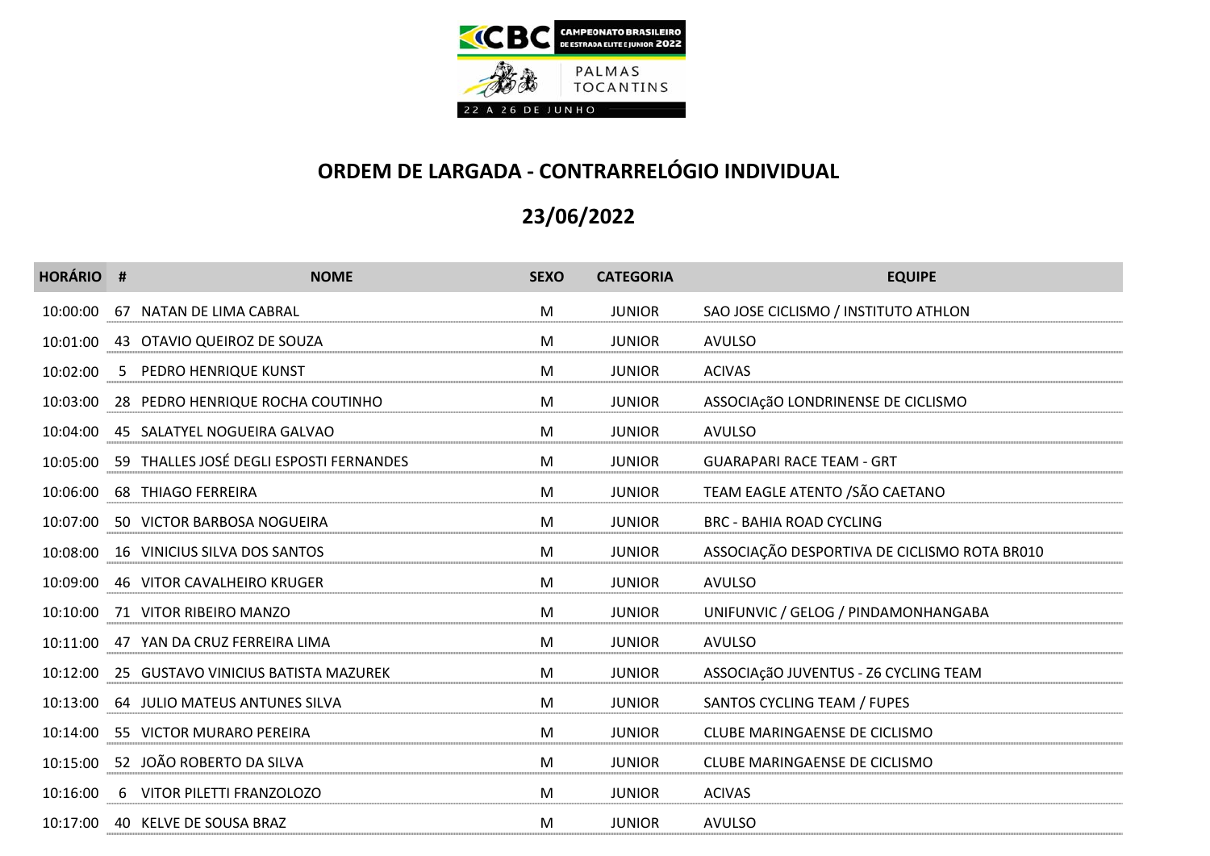CAMPEONATO BRASILEIRO DE ESTRADA ELITE E JUNIOR 2022

PALMAS TOCANTINS

22 A 26 DE JUNHO

## ORDEM DE LARGADA - CONTRARRELÓGIO INDIVIDUAL

## 23/06/2022

| HORÁRIO | # | NOME | SEXO | CATEGORIA | EQUIPE |
|---|---|---|---|---|---|
| 10:00:00 | 67 | NATAN DE LIMA CABRAL | M | JUNIOR | SAO JOSE CICLISMO / INSTITUTO ATHLON |
| 10:01:00 | 43 | OTAVIO QUEIROZ DE SOUZA | M | JUNIOR | AVULSO |
| 10:02:00 | 5 | PEDRO HENRIQUE KUNST | M | JUNIOR | ACIVAS |
| 10:03:00 | 28 | PEDRO HENRIQUE ROCHA COUTINHO | M | JUNIOR | ASSOCIAçãO LONDRINENSE DE CICLISMO |
| 10:04:00 | 45 | SALATYEL NOGUEIRA GALVAO | M | JUNIOR | AVULSO |
| 10:05:00 | 59 | THALLES JOSÉ DEGLI ESPOSTI FERNANDES | M | JUNIOR | GUARAPARI RACE TEAM - GRT |
| 10:06:00 | 68 | THIAGO FERREIRA | M | JUNIOR | TEAM EAGLE ATENTO /SÃO CAETANO |
| 10:07:00 | 50 | VICTOR BARBOSA NOGUEIRA | M | JUNIOR | BRC - BAHIA ROAD CYCLING |
| 10:08:00 | 16 | VINICIUS SILVA DOS SANTOS | M | JUNIOR | ASSOCIAÇÃO DESPORTIVA DE CICLISMO ROTA BR010 |
| 10:09:00 | 46 | VITOR CAVALHEIRO KRUGER | M | JUNIOR | AVULSO |
| 10:10:00 | 71 | VITOR RIBEIRO MANZO | M | JUNIOR | UNIFUNVIC / GELOG / PINDAMONHANGABA |
| 10:11:00 | 47 | YAN DA CRUZ FERREIRA LIMA | M | JUNIOR | AVULSO |
| 10:12:00 | 25 | GUSTAVO VINICIUS BATISTA MAZUREK | M | JUNIOR | ASSOCIAçãO JUVENTUS - Z6 CYCLING TEAM |
| 10:13:00 | 64 | JULIO MATEUS ANTUNES SILVA | M | JUNIOR | SANTOS CYCLING TEAM / FUPES |
| 10:14:00 | 55 | VICTOR MURARO PEREIRA | M | JUNIOR | CLUBE MARINGAENSE DE CICLISMO |
| 10:15:00 | 52 | JOÃO ROBERTO DA SILVA | M | JUNIOR | CLUBE MARINGAENSE DE CICLISMO |
| 10:16:00 | 6 | VITOR PILETTI FRANZOLOZO | M | JUNIOR | ACIVAS |
| 10:17:00 | 40 | KELVE DE SOUSA BRAZ | M | JUNIOR | AVULSO |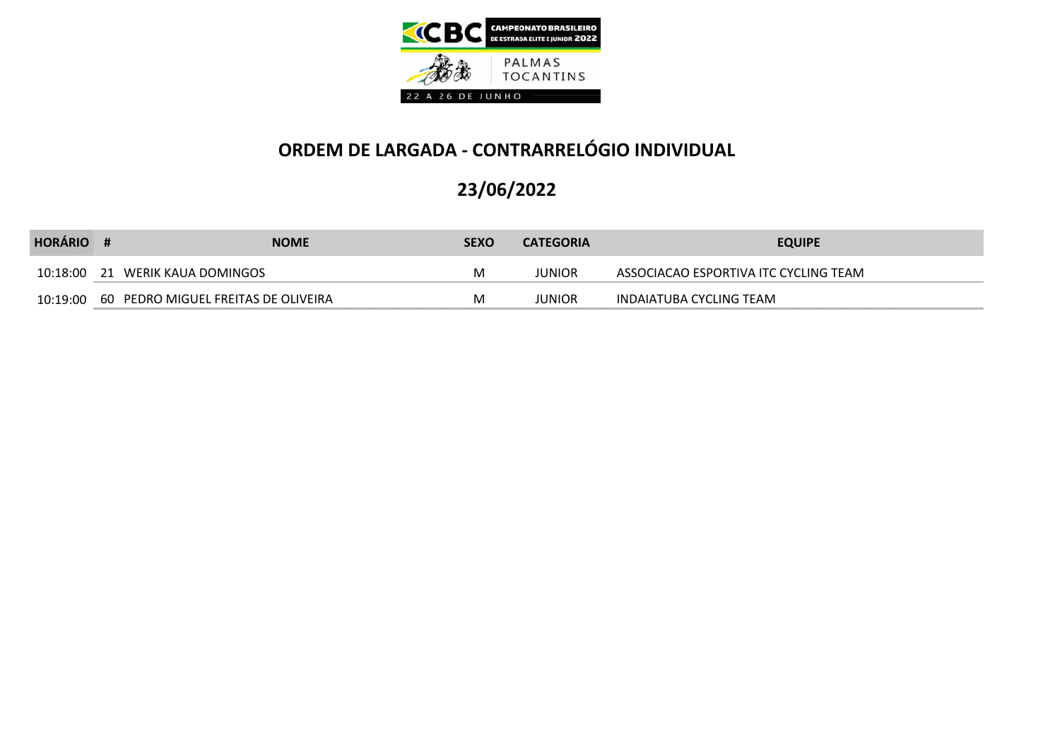CAMPEONATO BRASILEIRO DE ESTRADA ELITE E JUNIOR 2022

PALMAS TOCANTINS

22 A 26 DE JUNHO

# ORDEM DE LARGADA - CONTRARRELÓGIO INDIVIDUAL

## 23/06/2022

| HORÁRIO | # | NOME | SEXO | CATEGORIA | EQUIPE |
|---|---|---|---|---|---|
| 10:18:00 | 21 | WERIK KAUA DOMINGOS | M | JUNIOR | ASSOCIACAO ESPORTIVA ITC CYCLING TEAM |
| 10:19:00 | 60 | PEDRO MIGUEL FREITAS DE OLIVEIRA | M | JUNIOR | INDAIATUBA CYCLING TEAM |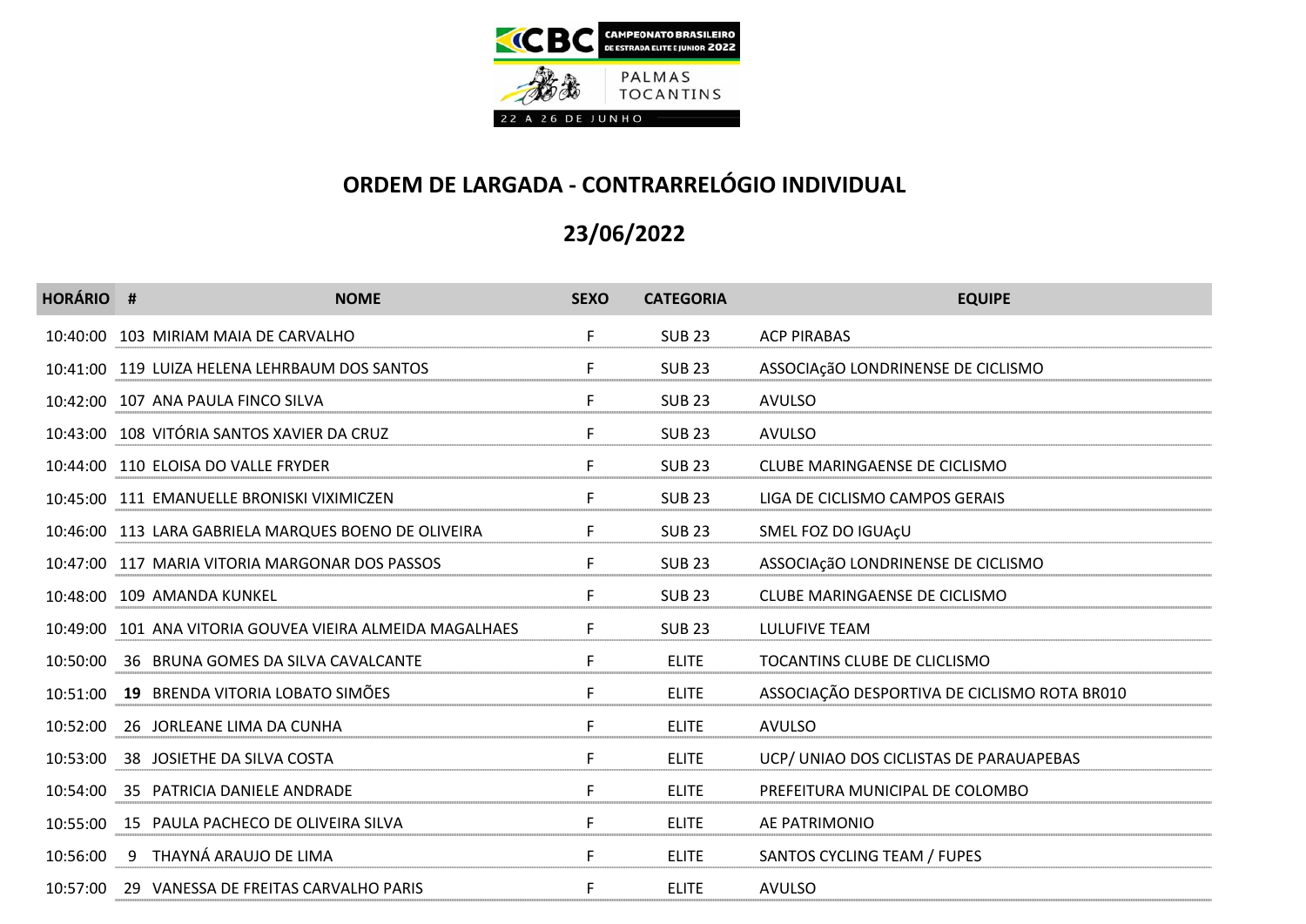## ORDEM DE LARGADA - CONTRARRELÓGIO INDIVIDUAL

## 23/06/2022

| HORÁRIO | # | NOME | SEXO | CATEGORIA | EQUIPE |
|---|---|---|---|---|---|
| 10:40:00 | 103 | MIRIAM MAIA DE CARVALHO | F | SUB 23 | ACP PIRABAS |
| 10:41:00 | 119 | LUIZA HELENA LEHRBAUM DOS SANTOS | F | SUB 23 | ASSOCIAçãO LONDRINENSE DE CICLISMO |
| 10:42:00 | 107 | ANA PAULA FINCO SILVA | F | SUB 23 | AVULSO |
| 10:43:00 | 108 | VITÓRIA SANTOS XAVIER DA CRUZ | F | SUB 23 | AVULSO |
| 10:44:00 | 110 | ELOISA DO VALLE FRYDER | F | SUB 23 | CLUBE MARINGAENSE DE CICLISMO |
| 10:45:00 | 111 | EMANUELLE BRONISKI VIXIMICZEN | F | SUB 23 | LIGA DE CICLISMO CAMPOS GERAIS |
| 10:46:00 | 113 | LARA GABRIELA MARQUES BOENO DE OLIVEIRA | F | SUB 23 | SMEL FOZ DO IGUAçU |
| 10:47:00 | 117 | MARIA VITORIA MARGONAR DOS PASSOS | F | SUB 23 | ASSOCIAçãO LONDRINENSE DE CICLISMO |
| 10:48:00 | 109 | AMANDA KUNKEL | F | SUB 23 | CLUBE MARINGAENSE DE CICLISMO |
| 10:49:00 | 101 | ANA VITORIA GOUVEA VIEIRA ALMEIDA MAGALHAES | F | SUB 23 | LULUFIVE TEAM |
| 10:50:00 | 36 | BRUNA GOMES DA SILVA CAVALCANTE | F | ELITE | TOCANTINS CLUBE DE CLICLISMO |
| 10:51:00 | **19** | BRENDA VITORIA LOBATO SIMÕES | F | ELITE | ASSOCIAÇÃO DESPORTIVA DE CICLISMO ROTA BR010 |
| 10:52:00 | 26 | JORLEANE LIMA DA CUNHA | F | ELITE | AVULSO |
| 10:53:00 | 38 | JOSIETHE DA SILVA COSTA | F | ELITE | UCP/ UNIAO DOS CICLISTAS DE PARAUAPEBAS |
| 10:54:00 | 35 | PATRICIA DANIELE ANDRADE | F | ELITE | PREFEITURA MUNICIPAL DE COLOMBO |
| 10:55:00 | 15 | PAULA PACHECO DE OLIVEIRA SILVA | F | ELITE | AE PATRIMONIO |
| 10:56:00 | 9 | THAYNÁ ARAUJO DE LIMA | F | ELITE | SANTOS CYCLING TEAM / FUPES |
| 10:57:00 | 29 | VANESSA DE FREITAS CARVALHO PARIS | F | ELITE | AVULSO |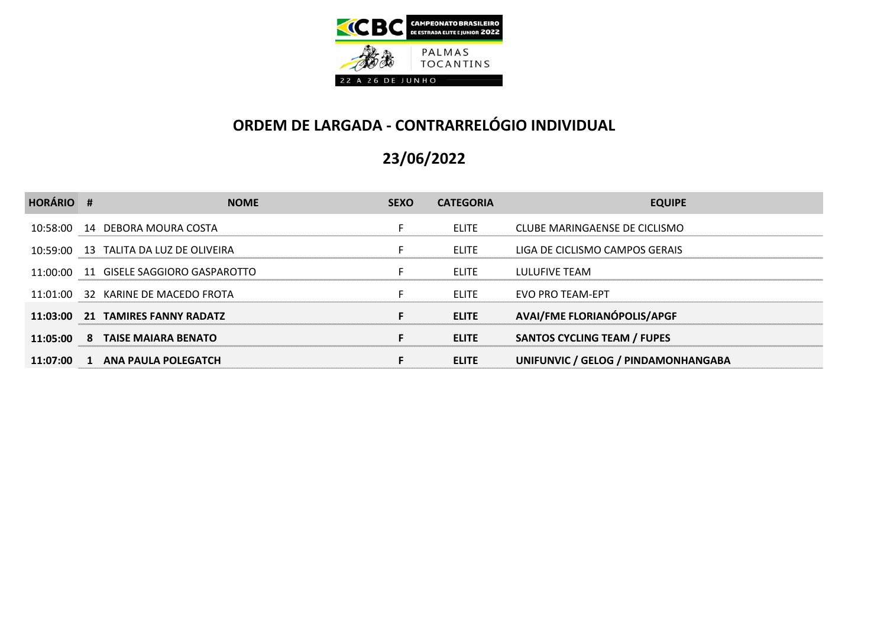# ORDEM DE LARGADA - CONTRARRELÓGIO INDIVIDUAL

## 23/06/2022

| HORÁRIO | # | NOME | SEXO | CATEGORIA | EQUIPE |
|---|---|---|---|---|---|
| 10:58:00 | 14 | DEBORA MOURA COSTA | F | ELITE | CLUBE MARINGAENSE DE CICLISMO |
| 10:59:00 | 13 | TALITA DA LUZ DE OLIVEIRA | F | ELITE | LIGA DE CICLISMO CAMPOS GERAIS |
| 11:00:00 | 11 | GISELE SAGGIORO GASPAROTTO | F | ELITE | LULUFIVE TEAM |
| 11:01:00 | 32 | KARINE DE MACEDO FROTA | F | ELITE | EVO PRO TEAM-EPT |
| **11:03:00** | **21** | **TAMIRES FANNY RADATZ** | **F** | **ELITE** | **AVAI/FME FLORIANÓPOLIS/APGF** |
| **11:05:00** | **8** | **TAISE MAIARA BENATO** | **F** | **ELITE** | **SANTOS CYCLING TEAM / FUPES** |
| **11:07:00** | **1** | **ANA PAULA POLEGATCH** | **F** | **ELITE** | **UNIFUNVIC / GELOG / PINDAMONHANGABA** |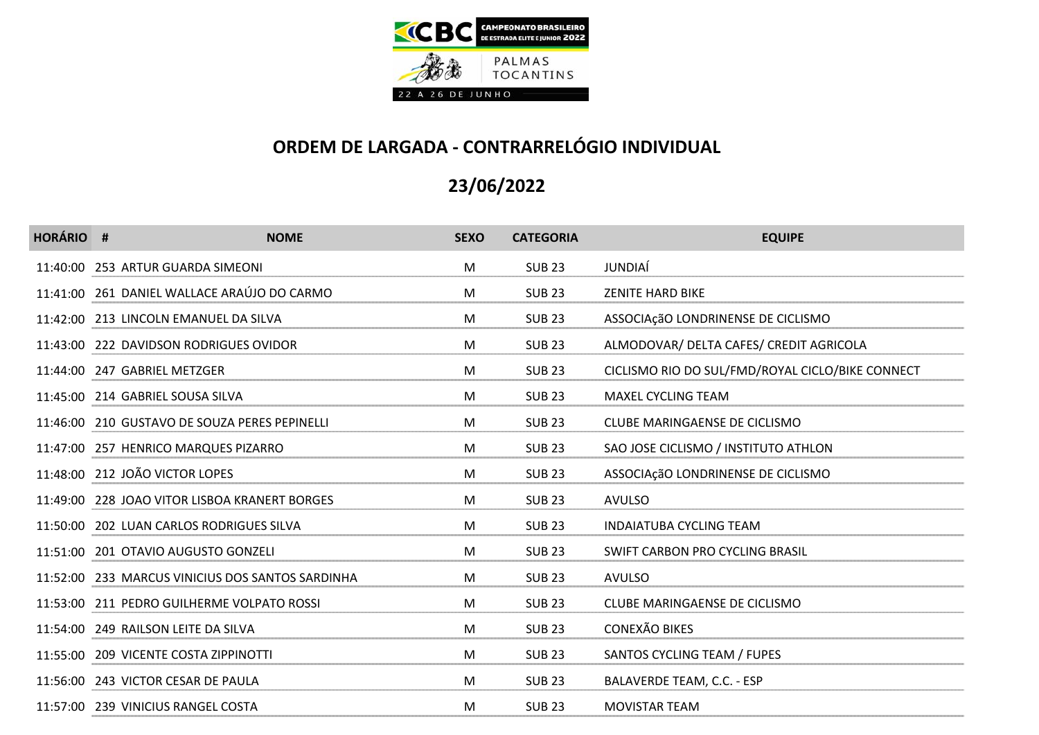CAMPEONATO BRASILEIRO DE ESTRADA ELITE E JUNIOR 2022

PALMAS TOCANTINS

22 A 26 DE JUNHO

## ORDEM DE LARGADA - CONTRARRELÓGIO INDIVIDUAL

## 23/06/2022

| HORÁRIO | # | NOME | SEXO | CATEGORIA | EQUIPE |
|---|---|---|---|---|---|
| 11:40:00 | 253 | ARTUR GUARDA SIMEONI | M | SUB 23 | JUNDIAÍ |
| 11:41:00 | 261 | DANIEL WALLACE ARAÚJO DO CARMO | M | SUB 23 | ZENITE HARD BIKE |
| 11:42:00 | 213 | LINCOLN EMANUEL DA SILVA | M | SUB 23 | ASSOCIAçãO LONDRINENSE DE CICLISMO |
| 11:43:00 | 222 | DAVIDSON RODRIGUES OVIDOR | M | SUB 23 | ALMODOVAR/ DELTA CAFES/ CREDIT AGRICOLA |
| 11:44:00 | 247 | GABRIEL METZGER | M | SUB 23 | CICLISMO RIO DO SUL/FMD/ROYAL CICLO/BIKE CONNECT |
| 11:45:00 | 214 | GABRIEL SOUSA SILVA | M | SUB 23 | MAXEL CYCLING TEAM |
| 11:46:00 | 210 | GUSTAVO DE SOUZA PERES PEPINELLI | M | SUB 23 | CLUBE MARINGAENSE DE CICLISMO |
| 11:47:00 | 257 | HENRICO MARQUES PIZARRO | M | SUB 23 | SAO JOSE CICLISMO / INSTITUTO ATHLON |
| 11:48:00 | 212 | JOÃO VICTOR LOPES | M | SUB 23 | ASSOCIAçãO LONDRINENSE DE CICLISMO |
| 11:49:00 | 228 | JOAO VITOR LISBOA KRANERT BORGES | M | SUB 23 | AVULSO |
| 11:50:00 | 202 | LUAN CARLOS RODRIGUES SILVA | M | SUB 23 | INDAIATUBA CYCLING TEAM |
| 11:51:00 | 201 | OTAVIO AUGUSTO GONZELI | M | SUB 23 | SWIFT CARBON PRO CYCLING BRASIL |
| 11:52:00 | 233 | MARCUS VINICIUS DOS SANTOS SARDINHA | M | SUB 23 | AVULSO |
| 11:53:00 | 211 | PEDRO GUILHERME VOLPATO ROSSI | M | SUB 23 | CLUBE MARINGAENSE DE CICLISMO |
| 11:54:00 | 249 | RAILSON LEITE DA SILVA | M | SUB 23 | CONEXÃO BIKES |
| 11:55:00 | 209 | VICENTE COSTA ZIPPINOTTI | M | SUB 23 | SANTOS CYCLING TEAM / FUPES |
| 11:56:00 | 243 | VICTOR CESAR DE PAULA | M | SUB 23 | BALAVERDE TEAM, C.C. - ESP |
| 11:57:00 | 239 | VINICIUS RANGEL COSTA | M | SUB 23 | MOVISTAR TEAM |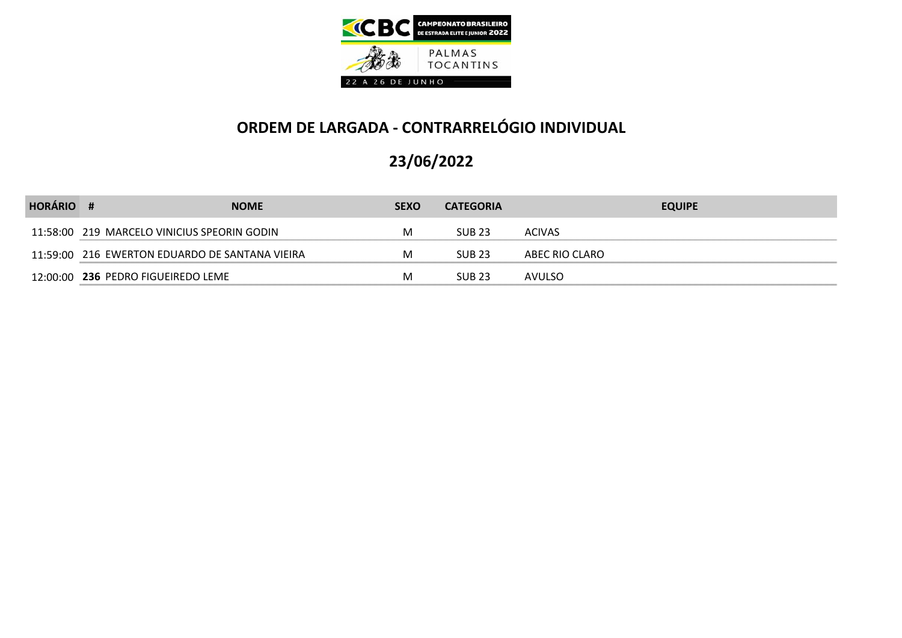CAMPEONATO BRASILEIRO DE ESTRADA ELITE E JUNIOR 2022

PALMAS TOCANTINS

22 A 26 DE JUNHO

## ORDEM DE LARGADA - CONTRARRELÓGIO INDIVIDUAL

## 23/06/2022

| HORÁRIO | # | NOME | SEXO | CATEGORIA | EQUIPE |
|---|---|---|---|---|---|
| 11:58:00 | 219 | MARCELO VINICIUS SPEORIN GODIN | M | SUB 23 | ACIVAS |
| 11:59:00 | 216 | EWERTON EDUARDO DE SANTANA VIEIRA | M | SUB 23 | ABEC RIO CLARO |
| 12:00:00 | **236** | PEDRO FIGUEIREDO LEME | M | SUB 23 | AVULSO |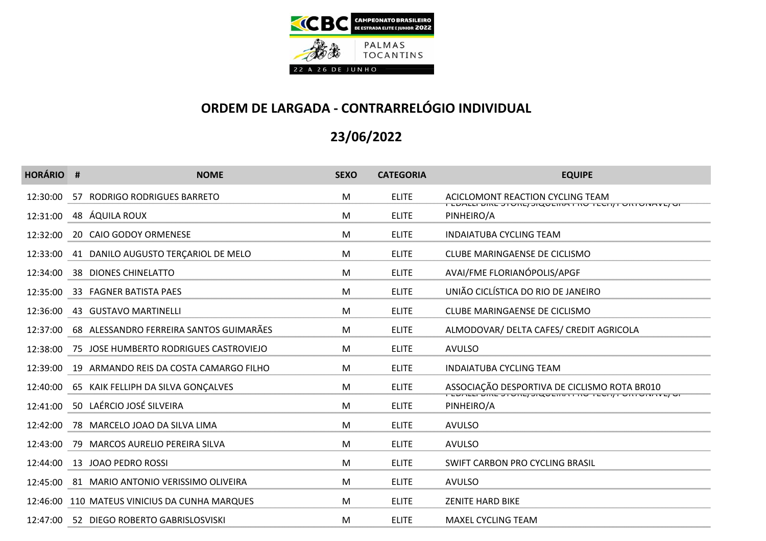# ORDEM DE LARGADA - CONTRARRELÓGIO INDIVIDUAL

## 23/06/2022

| HORÁRIO | # | NOME | SEXO | CATEGORIA | EQUIPE |
|---|---|---|---|---|---|
| 12:30:00 | 57 | RODRIGO RODRIGUES BARRETO | M | ELITE | ACICLOMONT REACTION CYCLING TEAM |
| 12:31:00 | 48 | ÁQUILA ROUX | M | ELITE | PEDALLI BIKE STORE/SIQUEIRA PRO TECH/PORTONAVE/GP PINHEIRO/A |
| 12:32:00 | 20 | CAIO GODOY ORMENESE | M | ELITE | INDAIATUBA CYCLING TEAM |
| 12:33:00 | 41 | DANILO AUGUSTO TERÇARIOL DE MELO | M | ELITE | CLUBE MARINGAENSE DE CICLISMO |
| 12:34:00 | 38 | DIONES CHINELATTO | M | ELITE | AVAI/FME FLORIANÓPOLIS/APGF |
| 12:35:00 | 33 | FAGNER BATISTA PAES | M | ELITE | UNIÃO CICLÍSTICA DO RIO DE JANEIRO |
| 12:36:00 | 43 | GUSTAVO MARTINELLI | M | ELITE | CLUBE MARINGAENSE DE CICLISMO |
| 12:37:00 | 68 | ALESSANDRO FERREIRA SANTOS GUIMARÃES | M | ELITE | ALMODOVAR/ DELTA CAFES/ CREDIT AGRICOLA |
| 12:38:00 | 75 | JOSE HUMBERTO RODRIGUES CASTROVIEJO | M | ELITE | AVULSO |
| 12:39:00 | 19 | ARMANDO REIS DA COSTA CAMARGO FILHO | M | ELITE | INDAIATUBA CYCLING TEAM |
| 12:40:00 | 65 | KAIK FELLIPH DA SILVA GONÇALVES | M | ELITE | ASSOCIAÇÃO DESPORTIVA DE CICLISMO ROTA BR010 |
| 12:41:00 | 50 | LAÉRCIO JOSÉ SILVEIRA | M | ELITE | PEDALLI BIKE STORE/SIQUEIRA PRO TECH/PORTONAVE/GP PINHEIRO/A |
| 12:42:00 | 78 | MARCELO JOAO DA SILVA LIMA | M | ELITE | AVULSO |
| 12:43:00 | 79 | MARCOS AURELIO PEREIRA SILVA | M | ELITE | AVULSO |
| 12:44:00 | 13 | JOAO PEDRO ROSSI | M | ELITE | SWIFT CARBON PRO CYCLING BRASIL |
| 12:45:00 | 81 | MARIO ANTONIO VERISSIMO OLIVEIRA | M | ELITE | AVULSO |
| 12:46:00 | 110 | MATEUS VINICIUS DA CUNHA MARQUES | M | ELITE | ZENITE HARD BIKE |
| 12:47:00 | 52 | DIEGO ROBERTO GABRISLOSVISKI | M | ELITE | MAXEL CYCLING TEAM |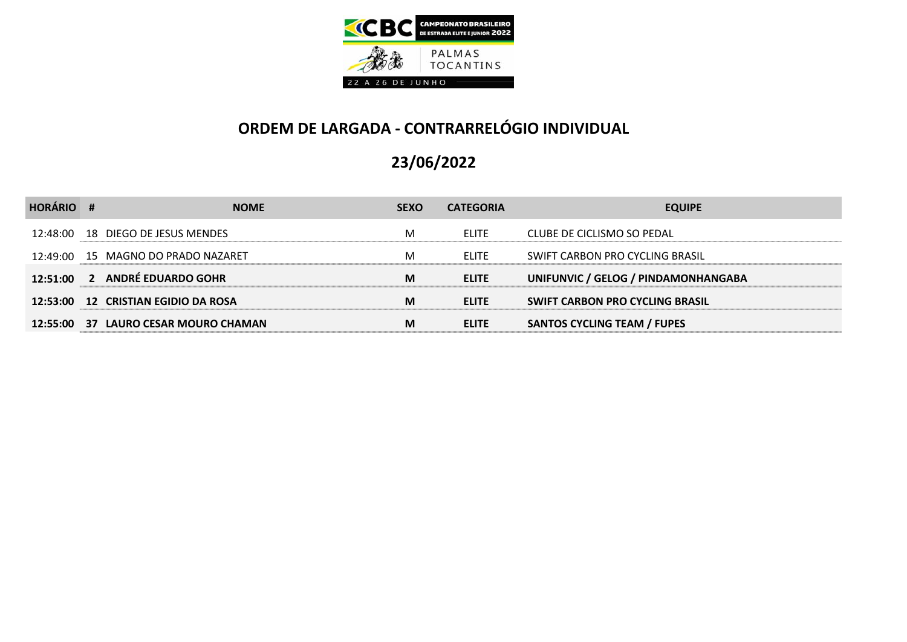# ORDEM DE LARGADA - CONTRARRELÓGIO INDIVIDUAL

## 23/06/2022

| HORÁRIO | # | NOME | SEXO | CATEGORIA | EQUIPE |
|---|---|---|---|---|---|
| 12:48:00 | 18 | DIEGO DE JESUS MENDES | M | ELITE | CLUBE DE CICLISMO SO PEDAL |
| 12:49:00 | 15 | MAGNO DO PRADO NAZARET | M | ELITE | SWIFT CARBON PRO CYCLING BRASIL |
| **12:51:00** | **2** | **ANDRÉ EDUARDO GOHR** | **M** | **ELITE** | **UNIFUNVIC / GELOG / PINDAMONHANGABA** |
| **12:53:00** | **12** | **CRISTIAN EGIDIO DA ROSA** | **M** | **ELITE** | **SWIFT CARBON PRO CYCLING BRASIL** |
| **12:55:00** | **37** | **LAURO CESAR MOURO CHAMAN** | **M** | **ELITE** | **SANTOS CYCLING TEAM / FUPES** |